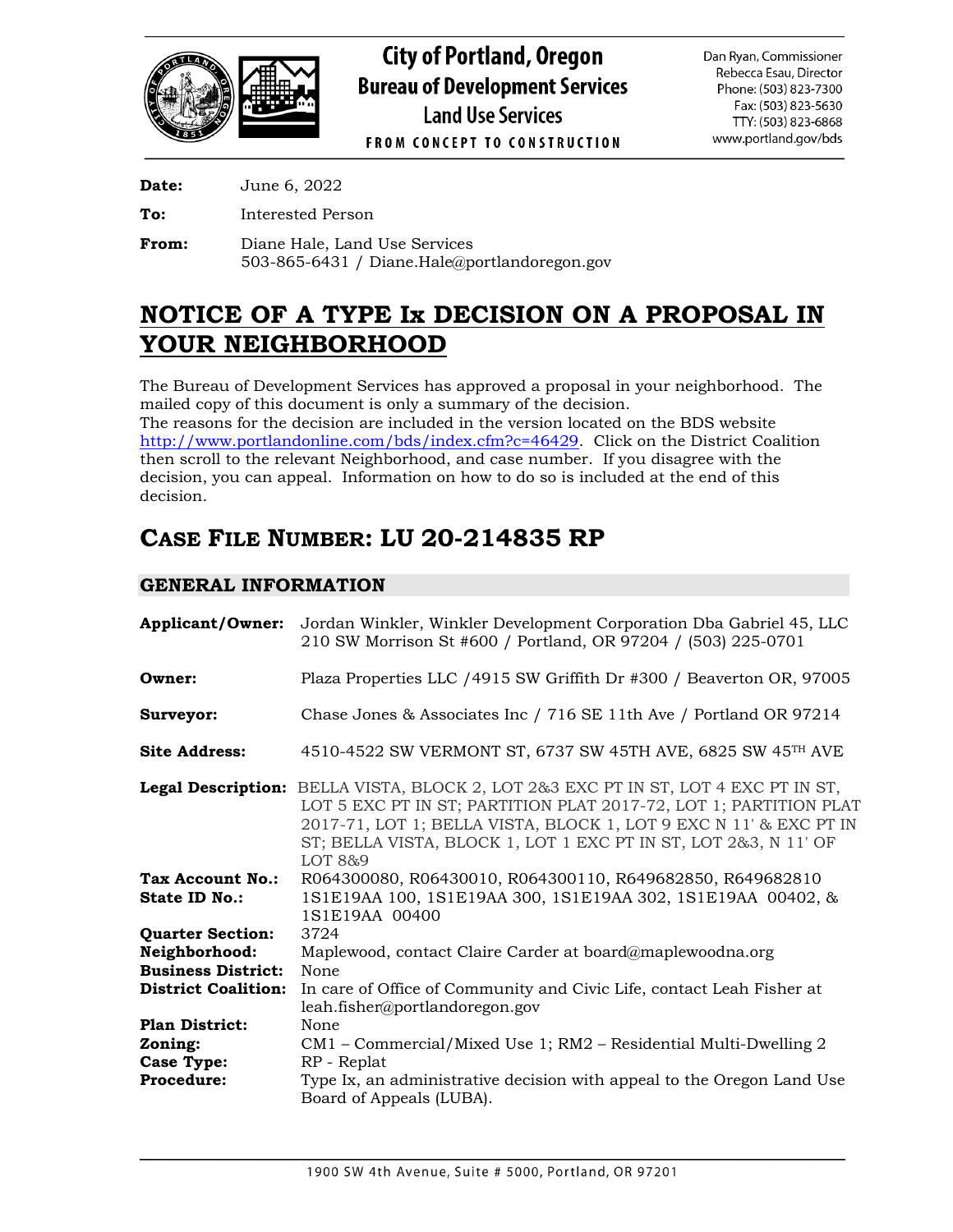# City of Portland, Oregon
## Bureau of Development Services
### Land Use Services

FROM CONCEPT TO CONSTRUCTION

Dan Ryan, Commissioner
Rebecca Esau, Director
Phone: (503) 823-7300
Fax: (503) 823-5630
TTY: (503) 823-6868
www.portland.gov/bds

**Date:** June 6, 2022

**To:** Interested Person

**From:** Diane Hale, Land Use Services
503-865-6431 / Diane.Hale@portlandoregon.gov

# NOTICE OF A TYPE Ix DECISION ON A PROPOSAL IN YOUR NEIGHBORHOOD

The Bureau of Development Services has approved a proposal in your neighborhood. The mailed copy of this document is only a summary of the decision.
The reasons for the decision are included in the version located on the BDS website http://www.portlandonline.com/bds/index.cfm?c=46429. Click on the District Coalition then scroll to the relevant Neighborhood, and case number. If you disagree with the decision, you can appeal. Information on how to do so is included at the end of this decision.

## CASE FILE NUMBER: LU 20-214835 RP

### GENERAL INFORMATION

**Applicant/Owner:** Jordan Winkler, Winkler Development Corporation Dba Gabriel 45, LLC
210 SW Morrison St #600 / Portland, OR 97204 / (503) 225-0701

**Owner:** Plaza Properties LLC /4915 SW Griffith Dr #300 / Beaverton OR, 97005

**Surveyor:** Chase Jones & Associates Inc / 716 SE 11th Ave / Portland OR 97214

**Site Address:** 4510-4522 SW VERMONT ST, 6737 SW 45TH AVE, 6825 SW 45TH AVE

**Legal Description:** BELLA VISTA, BLOCK 2, LOT 2&3 EXC PT IN ST, LOT 4 EXC PT IN ST, LOT 5 EXC PT IN ST; PARTITION PLAT 2017-72, LOT 1; PARTITION PLAT 2017-71, LOT 1; BELLA VISTA, BLOCK 1, LOT 9 EXC N 11' & EXC PT IN ST; BELLA VISTA, BLOCK 1, LOT 1 EXC PT IN ST, LOT 2&3, N 11' OF LOT 8&9

**Tax Account No.:** R064300080, R06430010, R064300110, R649682850, R649682810

**State ID No.:** 1S1E19AA 100, 1S1E19AA 300, 1S1E19AA 302, 1S1E19AA 00402, & 1S1E19AA 00400

**Quarter Section:** 3724

**Neighborhood:** Maplewood, contact Claire Carder at board@maplewoodna.org

**Business District:** None

**District Coalition:** In care of Office of Community and Civic Life, contact Leah Fisher at leah.fisher@portlandoregon.gov

**Plan District:** None

**Zoning:** CM1 – Commercial/Mixed Use 1; RM2 – Residential Multi-Dwelling 2

**Case Type:** RP - Replat

**Procedure:** Type Ix, an administrative decision with appeal to the Oregon Land Use Board of Appeals (LUBA).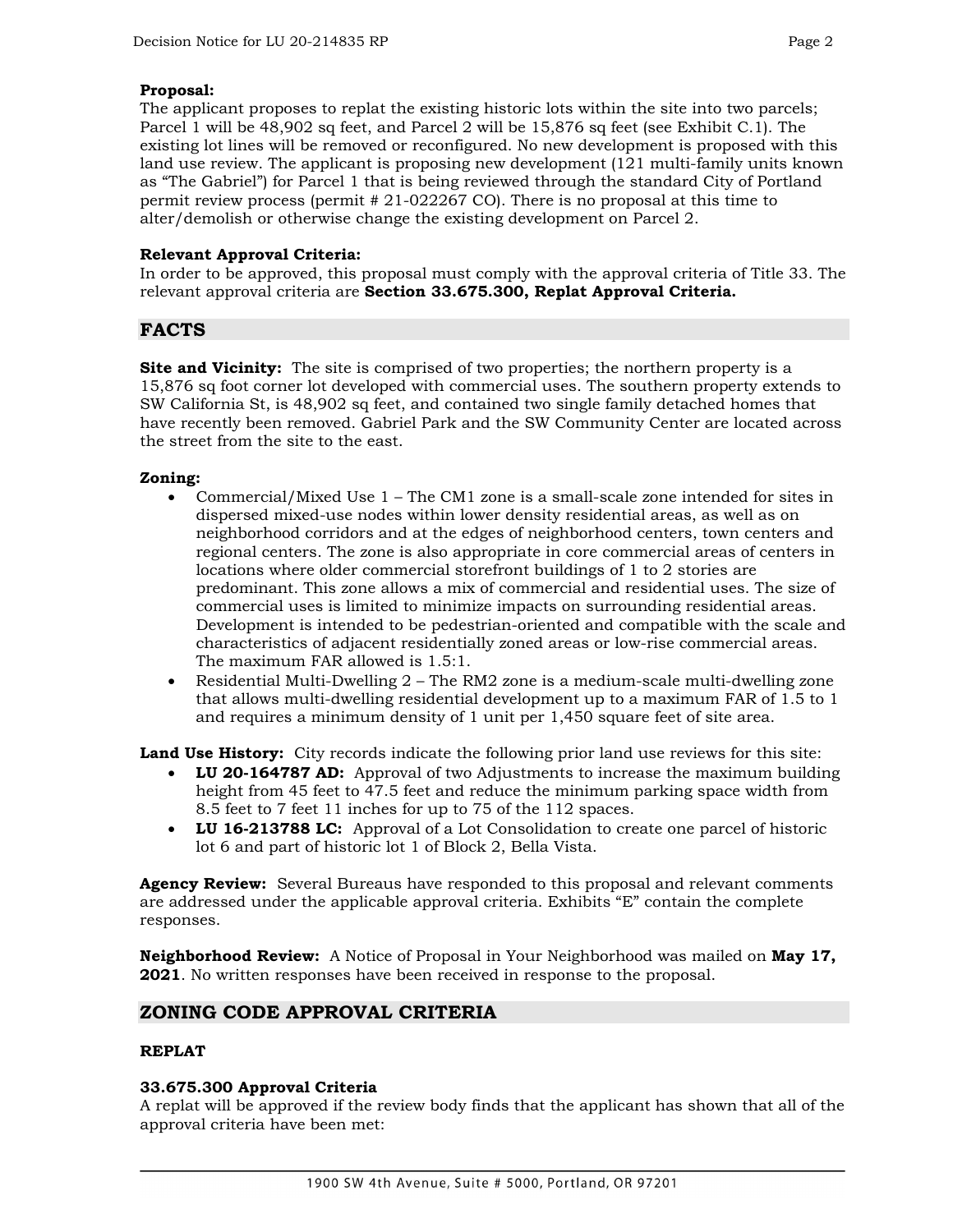**Proposal:**
The applicant proposes to replat the existing historic lots within the site into two parcels; Parcel 1 will be 48,902 sq feet, and Parcel 2 will be 15,876 sq feet (see Exhibit C.1). The existing lot lines will be removed or reconfigured. No new development is proposed with this land use review. The applicant is proposing new development (121 multi-family units known as "The Gabriel") for Parcel 1 that is being reviewed through the standard City of Portland permit review process (permit # 21-022267 CO). There is no proposal at this time to alter/demolish or otherwise change the existing development on Parcel 2.

**Relevant Approval Criteria:**
In order to be approved, this proposal must comply with the approval criteria of Title 33. The relevant approval criteria are **Section 33.675.300, Replat Approval Criteria.**

## FACTS

**Site and Vicinity:** The site is comprised of two properties; the northern property is a 15,876 sq foot corner lot developed with commercial uses. The southern property extends to SW California St, is 48,902 sq feet, and contained two single family detached homes that have recently been removed. Gabriel Park and the SW Community Center are located across the street from the site to the east.

**Zoning:**

- Commercial/Mixed Use 1 – The CM1 zone is a small-scale zone intended for sites in dispersed mixed-use nodes within lower density residential areas, as well as on neighborhood corridors and at the edges of neighborhood centers, town centers and regional centers. The zone is also appropriate in core commercial areas of centers in locations where older commercial storefront buildings of 1 to 2 stories are predominant. This zone allows a mix of commercial and residential uses. The size of commercial uses is limited to minimize impacts on surrounding residential areas. Development is intended to be pedestrian-oriented and compatible with the scale and characteristics of adjacent residentially zoned areas or low-rise commercial areas. The maximum FAR allowed is 1.5:1.
- Residential Multi-Dwelling 2 – The RM2 zone is a medium-scale multi-dwelling zone that allows multi-dwelling residential development up to a maximum FAR of 1.5 to 1 and requires a minimum density of 1 unit per 1,450 square feet of site area.

**Land Use History:** City records indicate the following prior land use reviews for this site:

- **LU 20-164787 AD:** Approval of two Adjustments to increase the maximum building height from 45 feet to 47.5 feet and reduce the minimum parking space width from 8.5 feet to 7 feet 11 inches for up to 75 of the 112 spaces.
- **LU 16-213788 LC:** Approval of a Lot Consolidation to create one parcel of historic lot 6 and part of historic lot 1 of Block 2, Bella Vista.

**Agency Review:** Several Bureaus have responded to this proposal and relevant comments are addressed under the applicable approval criteria. Exhibits "E" contain the complete responses.

**Neighborhood Review:** A Notice of Proposal in Your Neighborhood was mailed on **May 17, 2021**. No written responses have been received in response to the proposal.

## ZONING CODE APPROVAL CRITERIA

### REPLAT

**33.675.300 Approval Criteria**
A replat will be approved if the review body finds that the applicant has shown that all of the approval criteria have been met: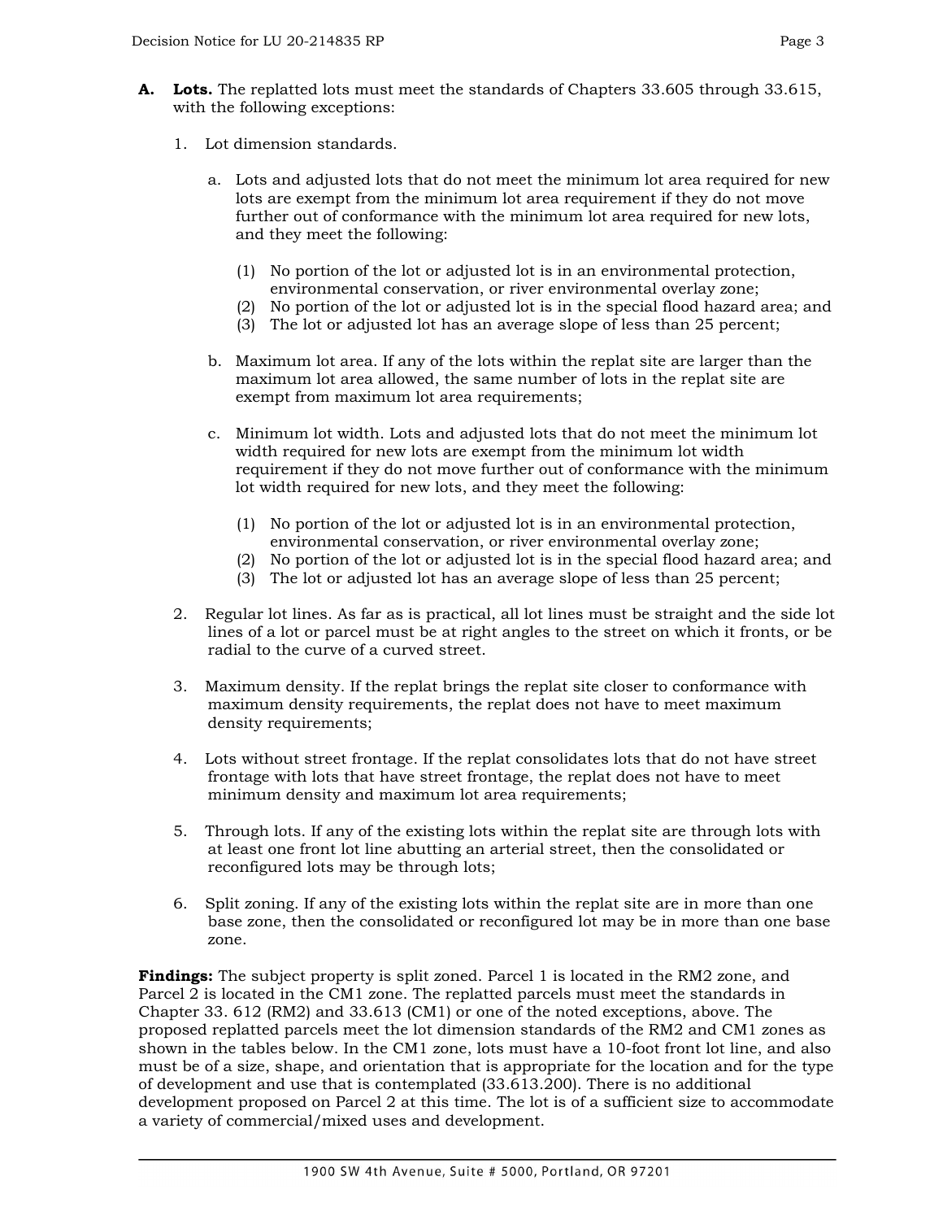**A. Lots.** The replatted lots must meet the standards of Chapters 33.605 through 33.615, with the following exceptions:

1. Lot dimension standards.

   a. Lots and adjusted lots that do not meet the minimum lot area required for new lots are exempt from the minimum lot area requirement if they do not move further out of conformance with the minimum lot area required for new lots, and they meet the following:

      (1) No portion of the lot or adjusted lot is in an environmental protection, environmental conservation, or river environmental overlay zone;
      (2) No portion of the lot or adjusted lot is in the special flood hazard area; and
      (3) The lot or adjusted lot has an average slope of less than 25 percent;

   b. Maximum lot area. If any of the lots within the replat site are larger than the maximum lot area allowed, the same number of lots in the replat site are exempt from maximum lot area requirements;

   c. Minimum lot width. Lots and adjusted lots that do not meet the minimum lot width required for new lots are exempt from the minimum lot width requirement if they do not move further out of conformance with the minimum lot width required for new lots, and they meet the following:

      (1) No portion of the lot or adjusted lot is in an environmental protection, environmental conservation, or river environmental overlay zone;
      (2) No portion of the lot or adjusted lot is in the special flood hazard area; and
      (3) The lot or adjusted lot has an average slope of less than 25 percent;

2. Regular lot lines. As far as is practical, all lot lines must be straight and the side lot lines of a lot or parcel must be at right angles to the street on which it fronts, or be radial to the curve of a curved street.

3. Maximum density. If the replat brings the replat site closer to conformance with maximum density requirements, the replat does not have to meet maximum density requirements;

4. Lots without street frontage. If the replat consolidates lots that do not have street frontage with lots that have street frontage, the replat does not have to meet minimum density and maximum lot area requirements;

5. Through lots. If any of the existing lots within the replat site are through lots with at least one front lot line abutting an arterial street, then the consolidated or reconfigured lots may be through lots;

6. Split zoning. If any of the existing lots within the replat site are in more than one base zone, then the consolidated or reconfigured lot may be in more than one base zone.

**Findings:** The subject property is split zoned. Parcel 1 is located in the RM2 zone, and Parcel 2 is located in the CM1 zone. The replatted parcels must meet the standards in Chapter 33. 612 (RM2) and 33.613 (CM1) or one of the noted exceptions, above. The proposed replatted parcels meet the lot dimension standards of the RM2 and CM1 zones as shown in the tables below. In the CM1 zone, lots must have a 10-foot front lot line, and also must be of a size, shape, and orientation that is appropriate for the location and for the type of development and use that is contemplated (33.613.200). There is no additional development proposed on Parcel 2 at this time. The lot is of a sufficient size to accommodate a variety of commercial/mixed uses and development.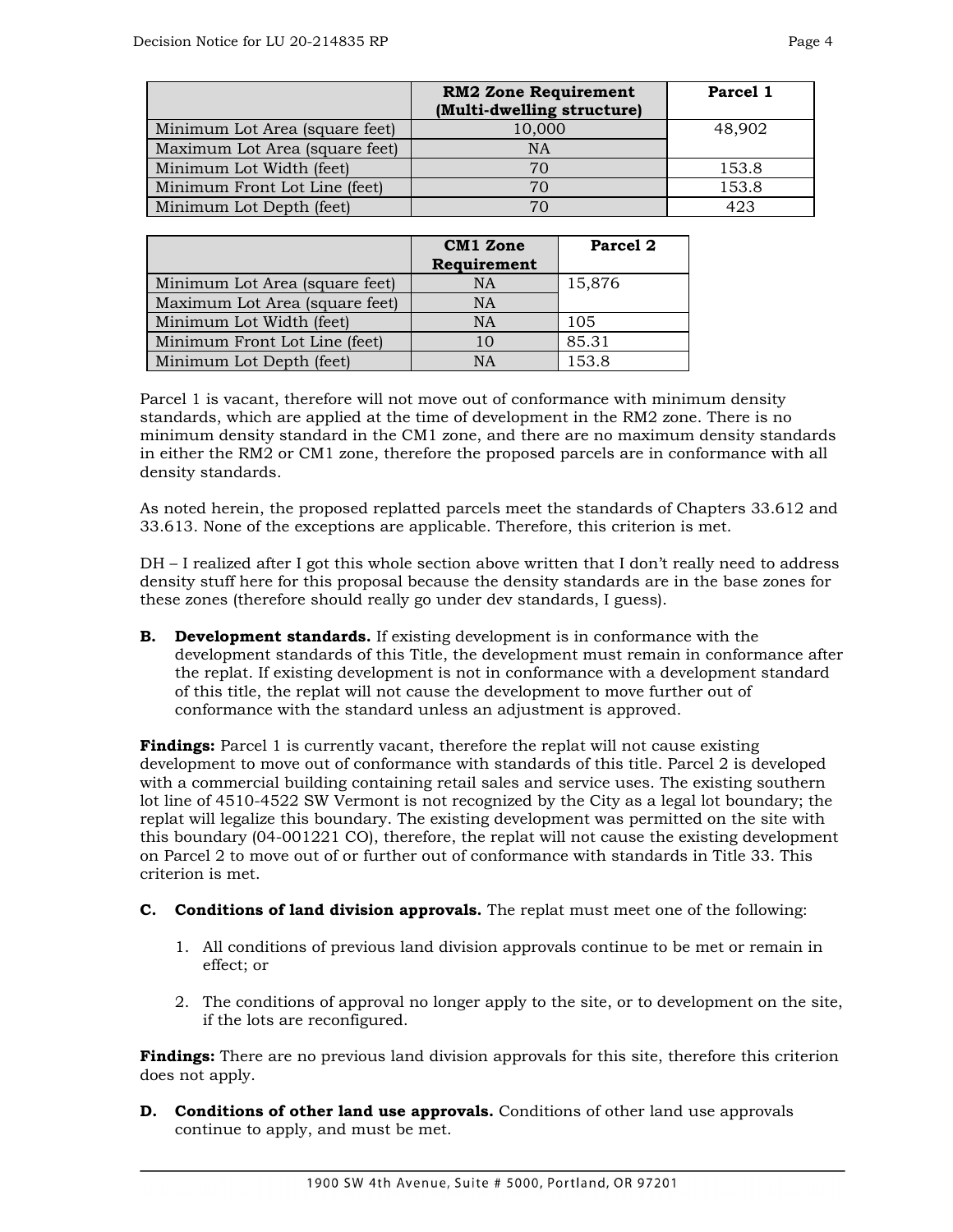| | RM2 Zone Requirement (Multi-dwelling structure) | Parcel 1 |
|---|---|---|
| Minimum Lot Area (square feet) | 10,000 | 48,902 |
| Maximum Lot Area (square feet) | NA | |
| Minimum Lot Width (feet) | 70 | 153.8 |
| Minimum Front Lot Line (feet) | 70 | 153.8 |
| Minimum Lot Depth (feet) | 70 | 423 |

| | CM1 Zone Requirement | Parcel 2 |
|---|---|---|
| Minimum Lot Area (square feet) | NA | 15,876 |
| Maximum Lot Area (square feet) | NA | |
| Minimum Lot Width (feet) | NA | 105 |
| Minimum Front Lot Line (feet) | 10 | 85.31 |
| Minimum Lot Depth (feet) | NA | 153.8 |

Parcel 1 is vacant, therefore will not move out of conformance with minimum density standards, which are applied at the time of development in the RM2 zone. There is no minimum density standard in the CM1 zone, and there are no maximum density standards in either the RM2 or CM1 zone, therefore the proposed parcels are in conformance with all density standards.

As noted herein, the proposed replatted parcels meet the standards of Chapters 33.612 and 33.613. None of the exceptions are applicable. Therefore, this criterion is met.

DH – I realized after I got this whole section above written that I don't really need to address density stuff here for this proposal because the density standards are in the base zones for these zones (therefore should really go under dev standards, I guess).

**B. Development standards.** If existing development is in conformance with the development standards of this Title, the development must remain in conformance after the replat. If existing development is not in conformance with a development standard of this title, the replat will not cause the development to move further out of conformance with the standard unless an adjustment is approved.

**Findings:** Parcel 1 is currently vacant, therefore the replat will not cause existing development to move out of conformance with standards of this title. Parcel 2 is developed with a commercial building containing retail sales and service uses. The existing southern lot line of 4510-4522 SW Vermont is not recognized by the City as a legal lot boundary; the replat will legalize this boundary. The existing development was permitted on the site with this boundary (04-001221 CO), therefore, the replat will not cause the existing development on Parcel 2 to move out of or further out of conformance with standards in Title 33. This criterion is met.

**C. Conditions of land division approvals.** The replat must meet one of the following:

1. All conditions of previous land division approvals continue to be met or remain in effect; or

2. The conditions of approval no longer apply to the site, or to development on the site, if the lots are reconfigured.

**Findings:** There are no previous land division approvals for this site, therefore this criterion does not apply.

**D. Conditions of other land use approvals.** Conditions of other land use approvals continue to apply, and must be met.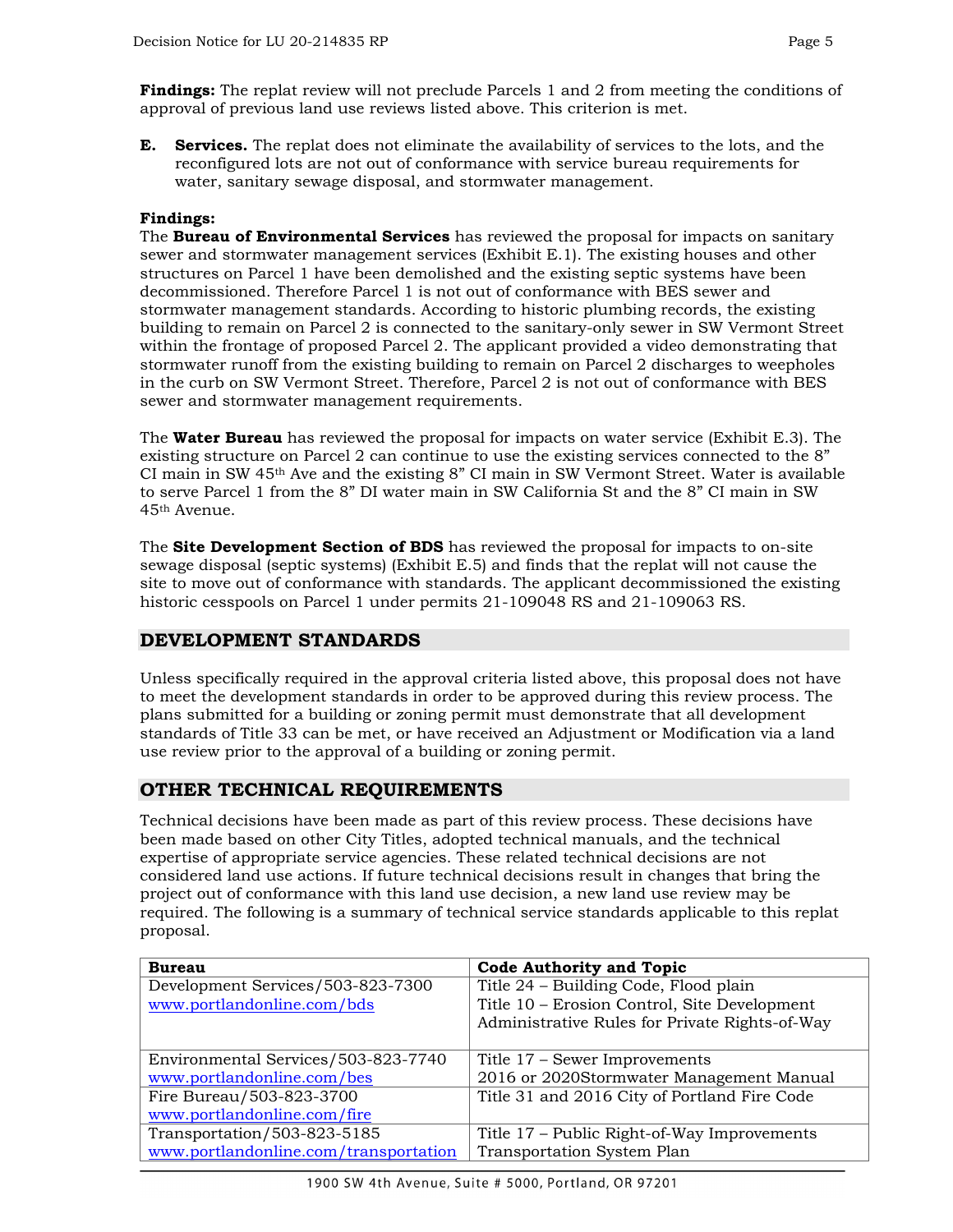**Findings:** The replat review will not preclude Parcels 1 and 2 from meeting the conditions of approval of previous land use reviews listed above. This criterion is met.

**E. Services.** The replat does not eliminate the availability of services to the lots, and the reconfigured lots are not out of conformance with service bureau requirements for water, sanitary sewage disposal, and stormwater management.

**Findings:**
The **Bureau of Environmental Services** has reviewed the proposal for impacts on sanitary sewer and stormwater management services (Exhibit E.1). The existing houses and other structures on Parcel 1 have been demolished and the existing septic systems have been decommissioned. Therefore Parcel 1 is not out of conformance with BES sewer and stormwater management standards. According to historic plumbing records, the existing building to remain on Parcel 2 is connected to the sanitary-only sewer in SW Vermont Street within the frontage of proposed Parcel 2. The applicant provided a video demonstrating that stormwater runoff from the existing building to remain on Parcel 2 discharges to weepholes in the curb on SW Vermont Street. Therefore, Parcel 2 is not out of conformance with BES sewer and stormwater management requirements.

The **Water Bureau** has reviewed the proposal for impacts on water service (Exhibit E.3). The existing structure on Parcel 2 can continue to use the existing services connected to the 8" CI main in SW 45th Ave and the existing 8" CI main in SW Vermont Street. Water is available to serve Parcel 1 from the 8" DI water main in SW California St and the 8" CI main in SW 45th Avenue.

The **Site Development Section of BDS** has reviewed the proposal for impacts to on-site sewage disposal (septic systems) (Exhibit E.5) and finds that the replat will not cause the site to move out of conformance with standards. The applicant decommissioned the existing historic cesspools on Parcel 1 under permits 21-109048 RS and 21-109063 RS.

## DEVELOPMENT STANDARDS

Unless specifically required in the approval criteria listed above, this proposal does not have to meet the development standards in order to be approved during this review process. The plans submitted for a building or zoning permit must demonstrate that all development standards of Title 33 can be met, or have received an Adjustment or Modification via a land use review prior to the approval of a building or zoning permit.

## OTHER TECHNICAL REQUIREMENTS

Technical decisions have been made as part of this review process. These decisions have been made based on other City Titles, adopted technical manuals, and the technical expertise of appropriate service agencies. These related technical decisions are not considered land use actions. If future technical decisions result in changes that bring the project out of conformance with this land use decision, a new land use review may be required. The following is a summary of technical service standards applicable to this replat proposal.

| Bureau | Code Authority and Topic |
| --- | --- |
| Development Services/503-823-7300 www.portlandonline.com/bds | Title 24 – Building Code, Flood plain<br>Title 10 – Erosion Control, Site Development<br>Administrative Rules for Private Rights-of-Way |
| Environmental Services/503-823-7740 www.portlandonline.com/bes | Title 17 – Sewer Improvements<br>2016 or 2020Stormwater Management Manual |
| Fire Bureau/503-823-3700 www.portlandonline.com/fire | Title 31 and 2016 City of Portland Fire Code |
| Transportation/503-823-5185 www.portlandonline.com/transportation | Title 17 – Public Right-of-Way Improvements<br>Transportation System Plan |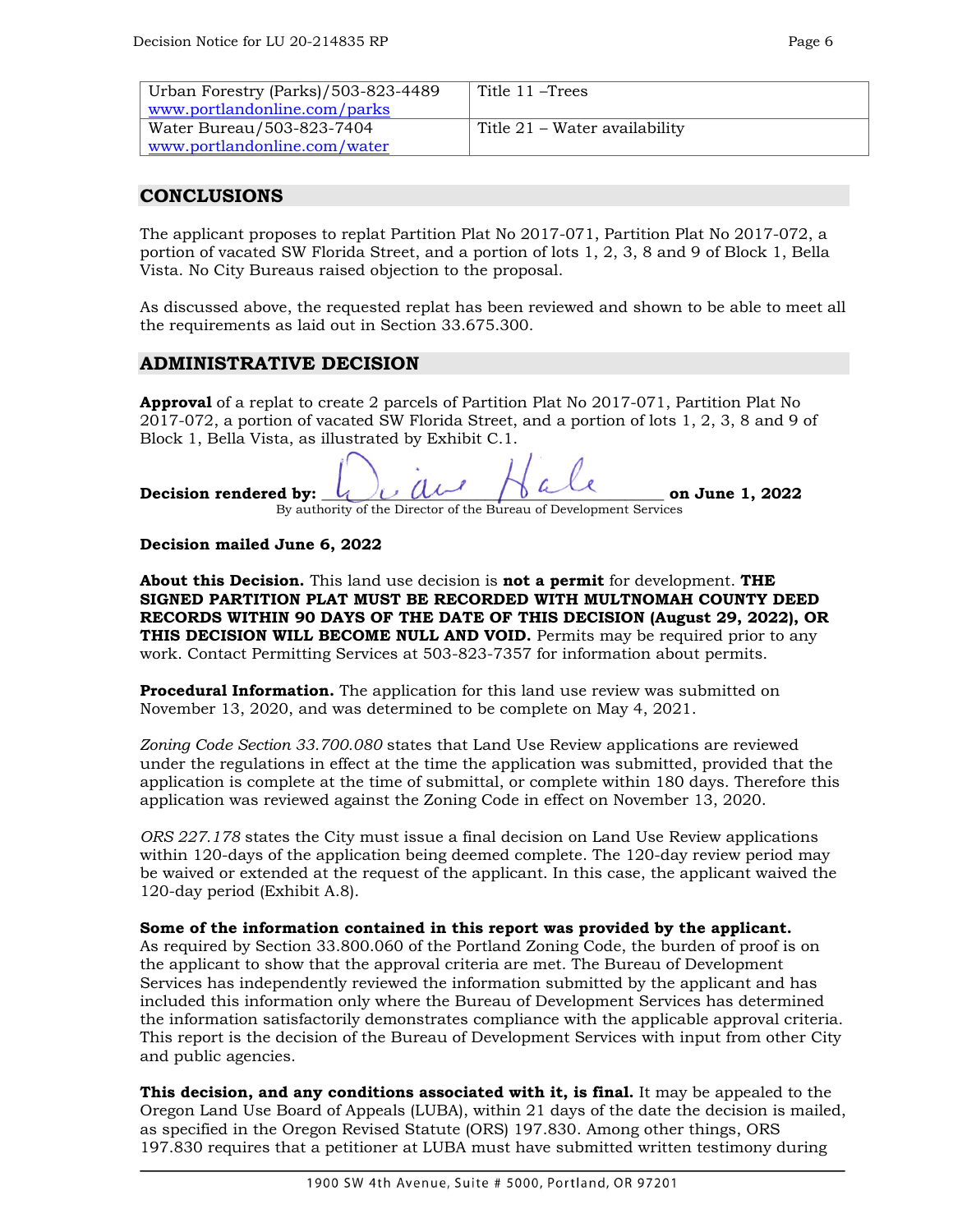| | |
|---|---|
| Urban Forestry (Parks)/503-823-4489 www.portlandonline.com/parks | Title 11 –Trees |
| Water Bureau/503-823-7404 www.portlandonline.com/water | Title 21 – Water availability |

## CONCLUSIONS

The applicant proposes to replat Partition Plat No 2017-071, Partition Plat No 2017-072, a portion of vacated SW Florida Street, and a portion of lots 1, 2, 3, 8 and 9 of Block 1, Bella Vista. No City Bureaus raised objection to the proposal.

As discussed above, the requested replat has been reviewed and shown to be able to meet all the requirements as laid out in Section 33.675.300.

## ADMINISTRATIVE DECISION

**Approval** of a replat to create 2 parcels of Partition Plat No 2017-071, Partition Plat No 2017-072, a portion of vacated SW Florida Street, and a portion of lots 1, 2, 3, 8 and 9 of Block 1, Bella Vista, as illustrated by Exhibit C.1.

**Decision rendered by:** Diane Hale **on June 1, 2022**
By authority of the Director of the Bureau of Development Services

**Decision mailed June 6, 2022**

**About this Decision.** This land use decision is **not a permit** for development. **THE SIGNED PARTITION PLAT MUST BE RECORDED WITH MULTNOMAH COUNTY DEED RECORDS WITHIN 90 DAYS OF THE DATE OF THIS DECISION (August 29, 2022), OR THIS DECISION WILL BECOME NULL AND VOID.** Permits may be required prior to any work. Contact Permitting Services at 503-823-7357 for information about permits.

**Procedural Information.** The application for this land use review was submitted on November 13, 2020, and was determined to be complete on May 4, 2021.

*Zoning Code Section 33.700.080* states that Land Use Review applications are reviewed under the regulations in effect at the time the application was submitted, provided that the application is complete at the time of submittal, or complete within 180 days. Therefore this application was reviewed against the Zoning Code in effect on November 13, 2020.

*ORS 227.178* states the City must issue a final decision on Land Use Review applications within 120-days of the application being deemed complete. The 120-day review period may be waived or extended at the request of the applicant. In this case, the applicant waived the 120-day period (Exhibit A.8).

**Some of the information contained in this report was provided by the applicant.** As required by Section 33.800.060 of the Portland Zoning Code, the burden of proof is on the applicant to show that the approval criteria are met. The Bureau of Development Services has independently reviewed the information submitted by the applicant and has included this information only where the Bureau of Development Services has determined the information satisfactorily demonstrates compliance with the applicable approval criteria. This report is the decision of the Bureau of Development Services with input from other City and public agencies.

**This decision, and any conditions associated with it, is final.** It may be appealed to the Oregon Land Use Board of Appeals (LUBA), within 21 days of the date the decision is mailed, as specified in the Oregon Revised Statute (ORS) 197.830. Among other things, ORS 197.830 requires that a petitioner at LUBA must have submitted written testimony during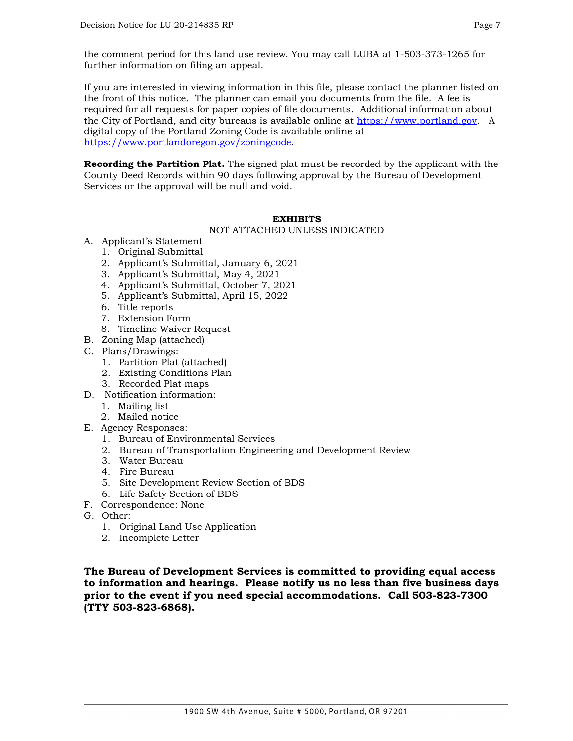the comment period for this land use review. You may call LUBA at 1-503-373-1265 for further information on filing an appeal.

If you are interested in viewing information in this file, please contact the planner listed on the front of this notice. The planner can email you documents from the file. A fee is required for all requests for paper copies of file documents. Additional information about the City of Portland, and city bureaus is available online at https://www.portland.gov. A digital copy of the Portland Zoning Code is available online at https://www.portlandoregon.gov/zoningcode.

**Recording the Partition Plat.** The signed plat must be recorded by the applicant with the County Deed Records within 90 days following approval by the Bureau of Development Services or the approval will be null and void.

**EXHIBITS**

NOT ATTACHED UNLESS INDICATED

A. Applicant's Statement
   1. Original Submittal
   2. Applicant's Submittal, January 6, 2021
   3. Applicant's Submittal, May 4, 2021
   4. Applicant's Submittal, October 7, 2021
   5. Applicant's Submittal, April 15, 2022
   6. Title reports
   7. Extension Form
   8. Timeline Waiver Request
B. Zoning Map (attached)
C. Plans/Drawings:
   1. Partition Plat (attached)
   2. Existing Conditions Plan
   3. Recorded Plat maps
D. Notification information:
   1. Mailing list
   2. Mailed notice
E. Agency Responses:
   1. Bureau of Environmental Services
   2. Bureau of Transportation Engineering and Development Review
   3. Water Bureau
   4. Fire Bureau
   5. Site Development Review Section of BDS
   6. Life Safety Section of BDS
F. Correspondence: None
G. Other:
   1. Original Land Use Application
   2. Incomplete Letter

**The Bureau of Development Services is committed to providing equal access to information and hearings. Please notify us no less than five business days prior to the event if you need special accommodations. Call 503-823-7300 (TTY 503-823-6868).**

1900 SW 4th Avenue, Suite # 5000, Portland, OR 97201